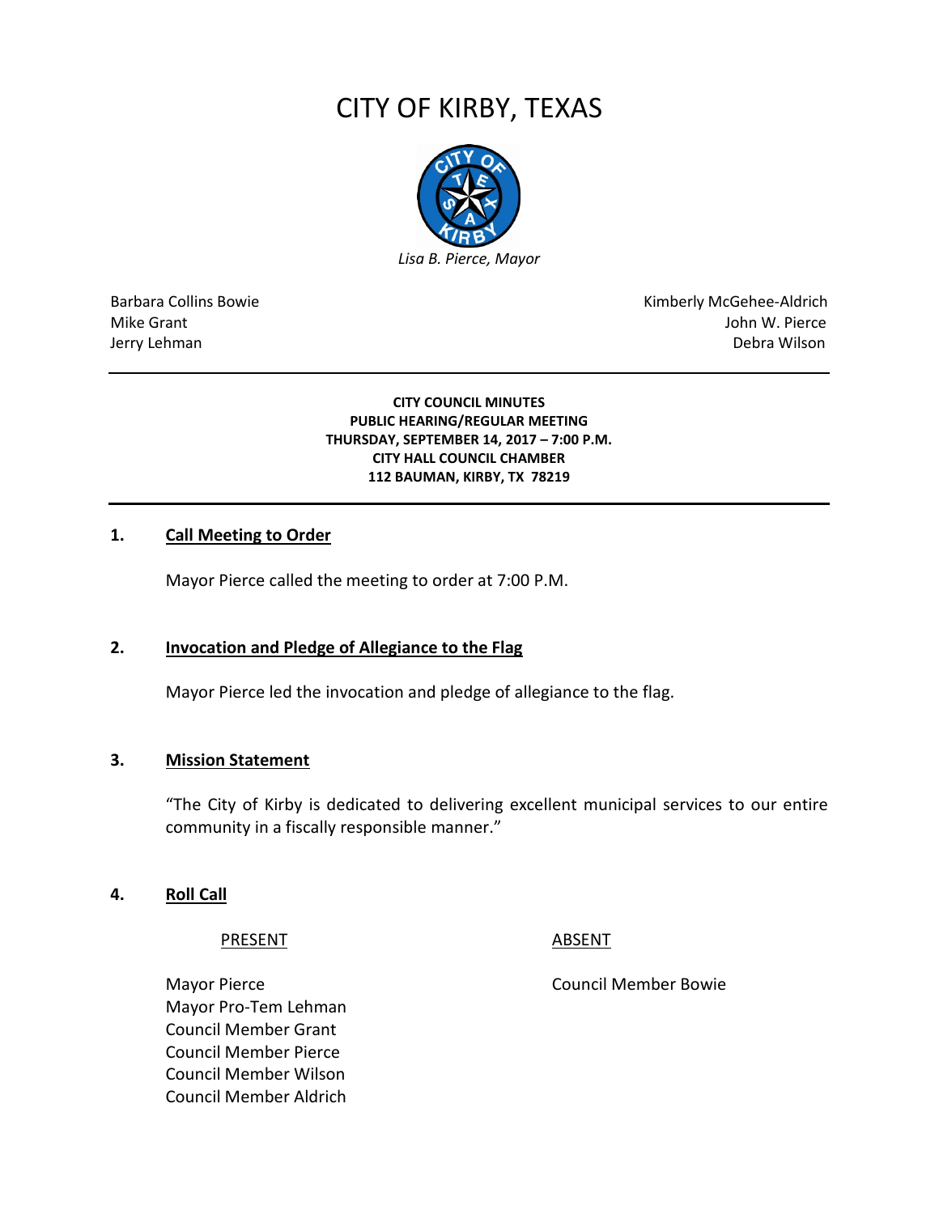# CITY OF KIRBY, TEXAS

*Lisa B. Pierce, Mayor*

| | |
|---|---|
| Barbara Collins Bowie | Kimberly McGehee-Aldrich |
| Mike Grant | John W. Pierce |
| Jerry Lehman | Debra Wilson |

---

**CITY COUNCIL MINUTES**
**PUBLIC HEARING/REGULAR MEETING**
**THURSDAY, SEPTEMBER 14, 2017 – 7:00 P.M.**
**CITY HALL COUNCIL CHAMBER**
**112 BAUMAN, KIRBY, TX 78219**

---

## 1. Call Meeting to Order

Mayor Pierce called the meeting to order at 7:00 P.M.

## 2. Invocation and Pledge of Allegiance to the Flag

Mayor Pierce led the invocation and pledge of allegiance to the flag.

## 3. Mission Statement

"The City of Kirby is dedicated to delivering excellent municipal services to our entire community in a fiscally responsible manner."

## 4. Roll Call

| PRESENT | ABSENT |
|---|---|
| Mayor Pierce | Council Member Bowie |
| Mayor Pro-Tem Lehman | |
| Council Member Grant | |
| Council Member Pierce | |
| Council Member Wilson | |
| Council Member Aldrich | |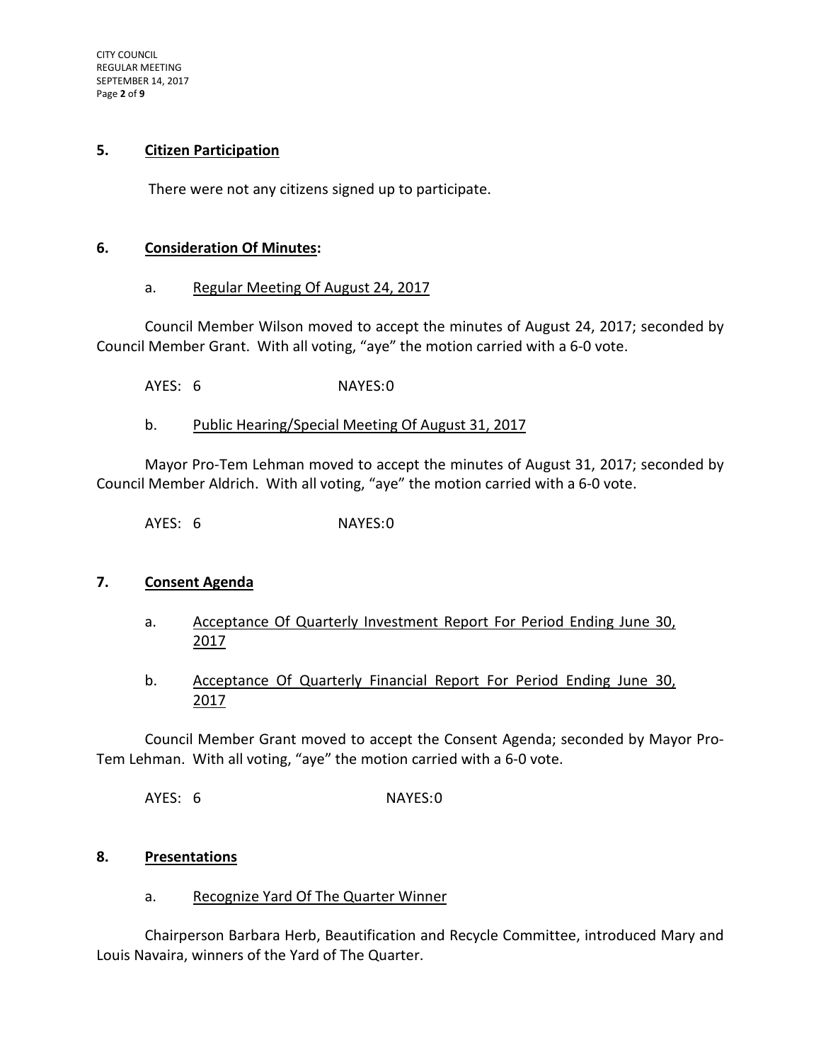## 5. Citizen Participation

There were not any citizens signed up to participate.

## 6. Consideration Of Minutes:

a. Regular Meeting Of August 24, 2017

Council Member Wilson moved to accept the minutes of August 24, 2017; seconded by Council Member Grant. With all voting, "aye" the motion carried with a 6-0 vote.

AYES: 6 NAYES:0

b. Public Hearing/Special Meeting Of August 31, 2017

Mayor Pro-Tem Lehman moved to accept the minutes of August 31, 2017; seconded by Council Member Aldrich. With all voting, "aye" the motion carried with a 6-0 vote.

AYES: 6 NAYES:0

## 7. Consent Agenda

a. Acceptance Of Quarterly Investment Report For Period Ending June 30, 2017

b. Acceptance Of Quarterly Financial Report For Period Ending June 30, 2017

Council Member Grant moved to accept the Consent Agenda; seconded by Mayor Pro-Tem Lehman. With all voting, "aye" the motion carried with a 6-0 vote.

AYES: 6 NAYES:0

## 8. Presentations

a. Recognize Yard Of The Quarter Winner

Chairperson Barbara Herb, Beautification and Recycle Committee, introduced Mary and Louis Navaira, winners of the Yard of The Quarter.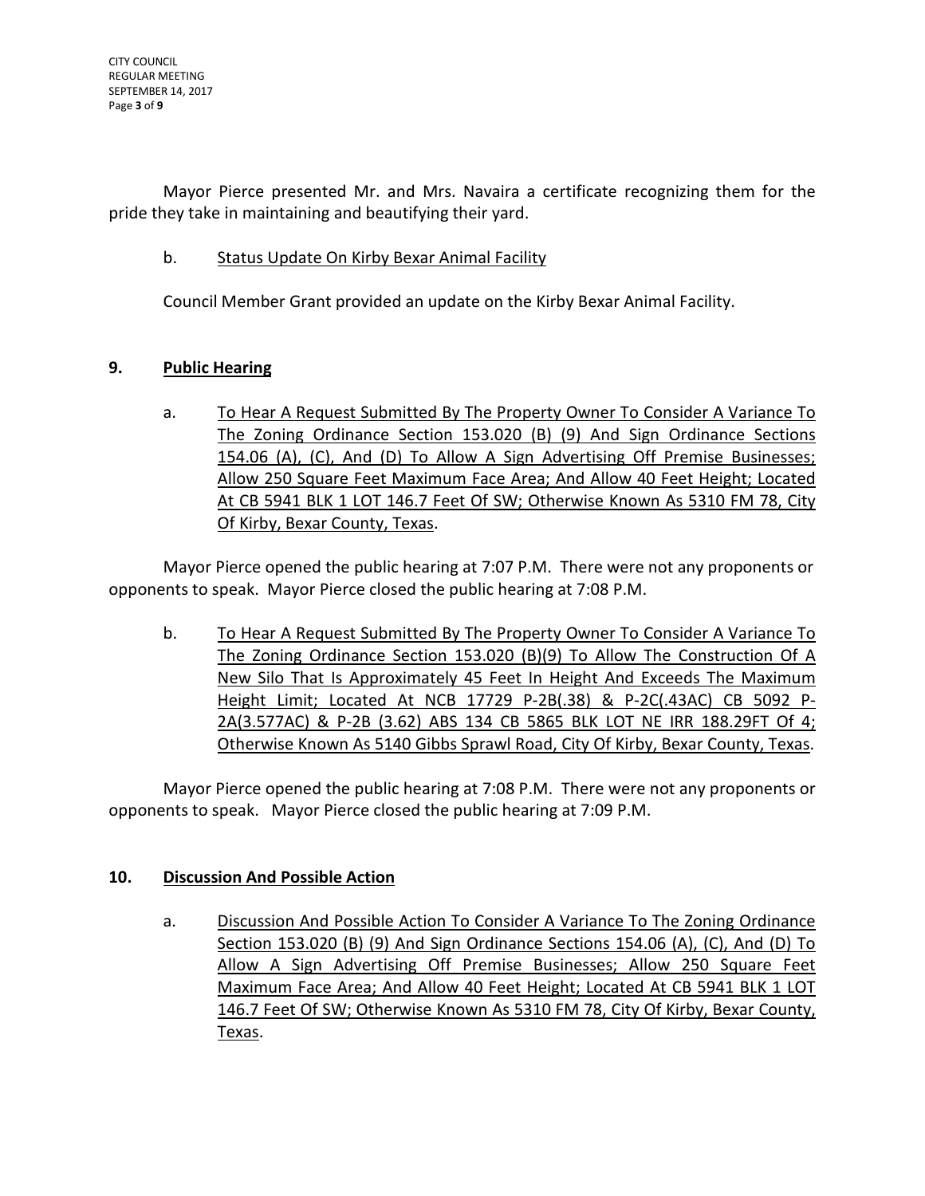Mayor Pierce presented Mr. and Mrs. Navaira a certificate recognizing them for the pride they take in maintaining and beautifying their yard.

b. Status Update On Kirby Bexar Animal Facility

Council Member Grant provided an update on the Kirby Bexar Animal Facility.

## 9. Public Hearing

a. To Hear A Request Submitted By The Property Owner To Consider A Variance To The Zoning Ordinance Section 153.020 (B) (9) And Sign Ordinance Sections 154.06 (A), (C), And (D) To Allow A Sign Advertising Off Premise Businesses; Allow 250 Square Feet Maximum Face Area; And Allow 40 Feet Height; Located At CB 5941 BLK 1 LOT 146.7 Feet Of SW; Otherwise Known As 5310 FM 78, City Of Kirby, Bexar County, Texas.

Mayor Pierce opened the public hearing at 7:07 P.M. There were not any proponents or opponents to speak. Mayor Pierce closed the public hearing at 7:08 P.M.

b. To Hear A Request Submitted By The Property Owner To Consider A Variance To The Zoning Ordinance Section 153.020 (B)(9) To Allow The Construction Of A New Silo That Is Approximately 45 Feet In Height And Exceeds The Maximum Height Limit; Located At NCB 17729 P-2B(.38) & P-2C(.43AC) CB 5092 P-2A(3.577AC) & P-2B (3.62) ABS 134 CB 5865 BLK LOT NE IRR 188.29FT Of 4; Otherwise Known As 5140 Gibbs Sprawl Road, City Of Kirby, Bexar County, Texas.

Mayor Pierce opened the public hearing at 7:08 P.M. There were not any proponents or opponents to speak. Mayor Pierce closed the public hearing at 7:09 P.M.

## 10. Discussion And Possible Action

a. Discussion And Possible Action To Consider A Variance To The Zoning Ordinance Section 153.020 (B) (9) And Sign Ordinance Sections 154.06 (A), (C), And (D) To Allow A Sign Advertising Off Premise Businesses; Allow 250 Square Feet Maximum Face Area; And Allow 40 Feet Height; Located At CB 5941 BLK 1 LOT 146.7 Feet Of SW; Otherwise Known As 5310 FM 78, City Of Kirby, Bexar County, Texas.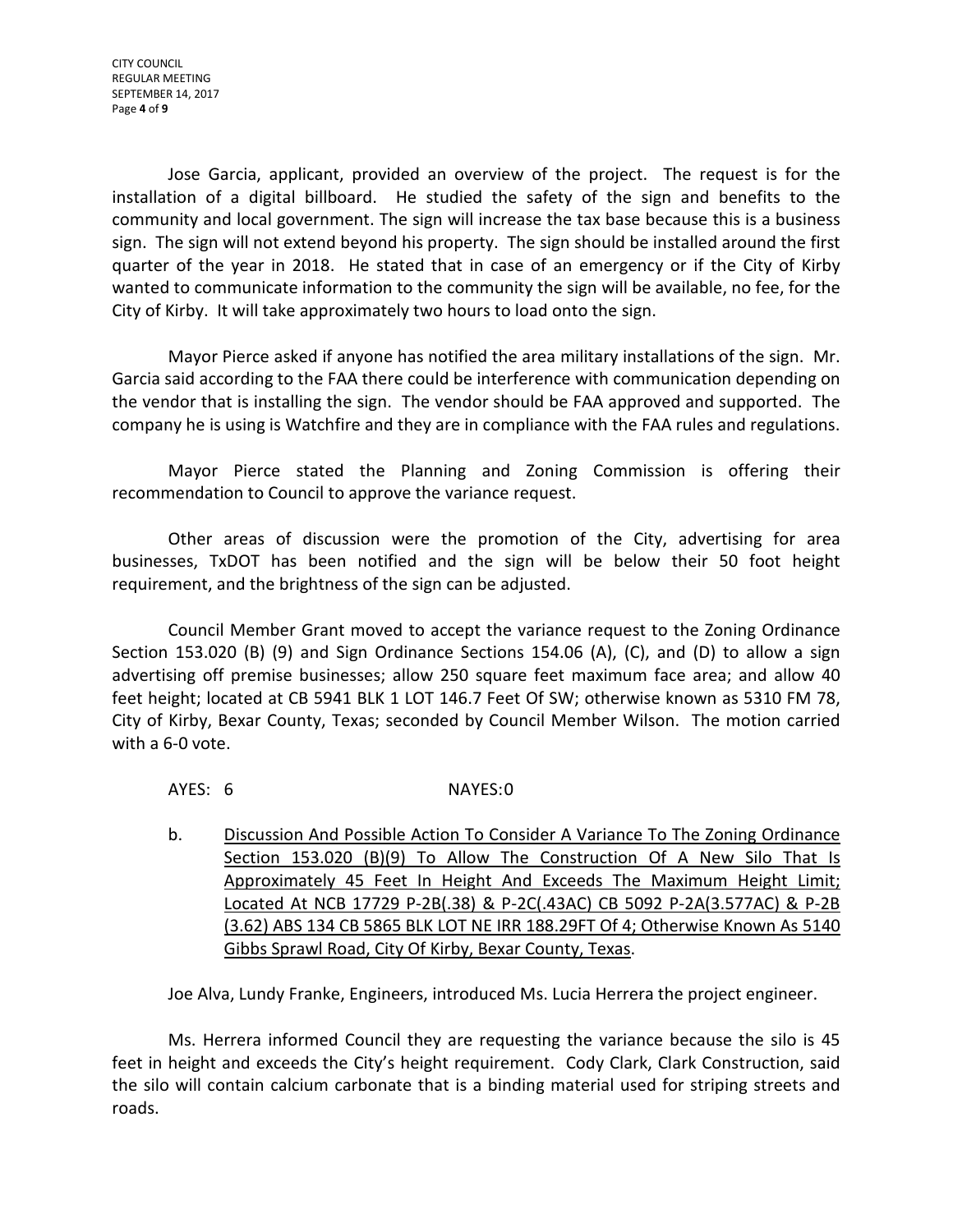Jose Garcia, applicant, provided an overview of the project. The request is for the installation of a digital billboard. He studied the safety of the sign and benefits to the community and local government. The sign will increase the tax base because this is a business sign. The sign will not extend beyond his property. The sign should be installed around the first quarter of the year in 2018. He stated that in case of an emergency or if the City of Kirby wanted to communicate information to the community the sign will be available, no fee, for the City of Kirby. It will take approximately two hours to load onto the sign.

Mayor Pierce asked if anyone has notified the area military installations of the sign. Mr. Garcia said according to the FAA there could be interference with communication depending on the vendor that is installing the sign. The vendor should be FAA approved and supported. The company he is using is Watchfire and they are in compliance with the FAA rules and regulations.

Mayor Pierce stated the Planning and Zoning Commission is offering their recommendation to Council to approve the variance request.

Other areas of discussion were the promotion of the City, advertising for area businesses, TxDOT has been notified and the sign will be below their 50 foot height requirement, and the brightness of the sign can be adjusted.

Council Member Grant moved to accept the variance request to the Zoning Ordinance Section 153.020 (B) (9) and Sign Ordinance Sections 154.06 (A), (C), and (D) to allow a sign advertising off premise businesses; allow 250 square feet maximum face area; and allow 40 feet height; located at CB 5941 BLK 1 LOT 146.7 Feet Of SW; otherwise known as 5310 FM 78, City of Kirby, Bexar County, Texas; seconded by Council Member Wilson. The motion carried with a 6-0 vote.

AYES: 6 NAYES:0

b. <u>Discussion And Possible Action To Consider A Variance To The Zoning Ordinance Section 153.020 (B)(9) To Allow The Construction Of A New Silo That Is Approximately 45 Feet In Height And Exceeds The Maximum Height Limit; Located At NCB 17729 P-2B(.38) & P-2C(.43AC) CB 5092 P-2A(3.577AC) & P-2B (3.62) ABS 134 CB 5865 BLK LOT NE IRR 188.29FT Of 4; Otherwise Known As 5140 Gibbs Sprawl Road, City Of Kirby, Bexar County, Texas</u>.

Joe Alva, Lundy Franke, Engineers, introduced Ms. Lucia Herrera the project engineer.

Ms. Herrera informed Council they are requesting the variance because the silo is 45 feet in height and exceeds the City's height requirement. Cody Clark, Clark Construction, said the silo will contain calcium carbonate that is a binding material used for striping streets and roads.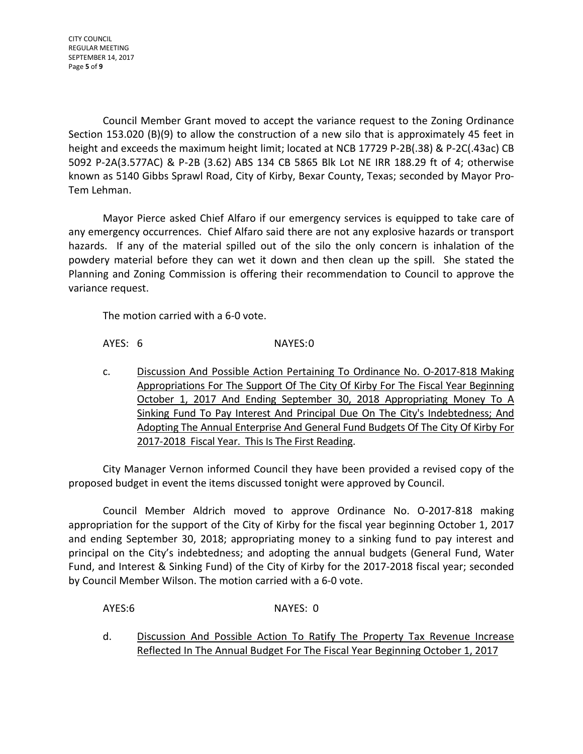Council Member Grant moved to accept the variance request to the Zoning Ordinance Section 153.020 (B)(9) to allow the construction of a new silo that is approximately 45 feet in height and exceeds the maximum height limit; located at NCB 17729 P-2B(.38) & P-2C(.43ac) CB 5092 P-2A(3.577AC) & P-2B (3.62) ABS 134 CB 5865 Blk Lot NE IRR 188.29 ft of 4; otherwise known as 5140 Gibbs Sprawl Road, City of Kirby, Bexar County, Texas; seconded by Mayor Pro-Tem Lehman.

Mayor Pierce asked Chief Alfaro if our emergency services is equipped to take care of any emergency occurrences. Chief Alfaro said there are not any explosive hazards or transport hazards. If any of the material spilled out of the silo the only concern is inhalation of the powdery material before they can wet it down and then clean up the spill. She stated the Planning and Zoning Commission is offering their recommendation to Council to approve the variance request.

The motion carried with a 6-0 vote.

AYES: 6 NAYES:0

c. Discussion And Possible Action Pertaining To Ordinance No. O-2017-818 Making Appropriations For The Support Of The City Of Kirby For The Fiscal Year Beginning October 1, 2017 And Ending September 30, 2018 Appropriating Money To A Sinking Fund To Pay Interest And Principal Due On The City's Indebtedness; And Adopting The Annual Enterprise And General Fund Budgets Of The City Of Kirby For 2017-2018 Fiscal Year. This Is The First Reading.

City Manager Vernon informed Council they have been provided a revised copy of the proposed budget in event the items discussed tonight were approved by Council.

Council Member Aldrich moved to approve Ordinance No. O-2017-818 making appropriation for the support of the City of Kirby for the fiscal year beginning October 1, 2017 and ending September 30, 2018; appropriating money to a sinking fund to pay interest and principal on the City's indebtedness; and adopting the annual budgets (General Fund, Water Fund, and Interest & Sinking Fund) of the City of Kirby for the 2017-2018 fiscal year; seconded by Council Member Wilson. The motion carried with a 6-0 vote.

AYES:6 NAYES: 0

d. Discussion And Possible Action To Ratify The Property Tax Revenue Increase Reflected In The Annual Budget For The Fiscal Year Beginning October 1, 2017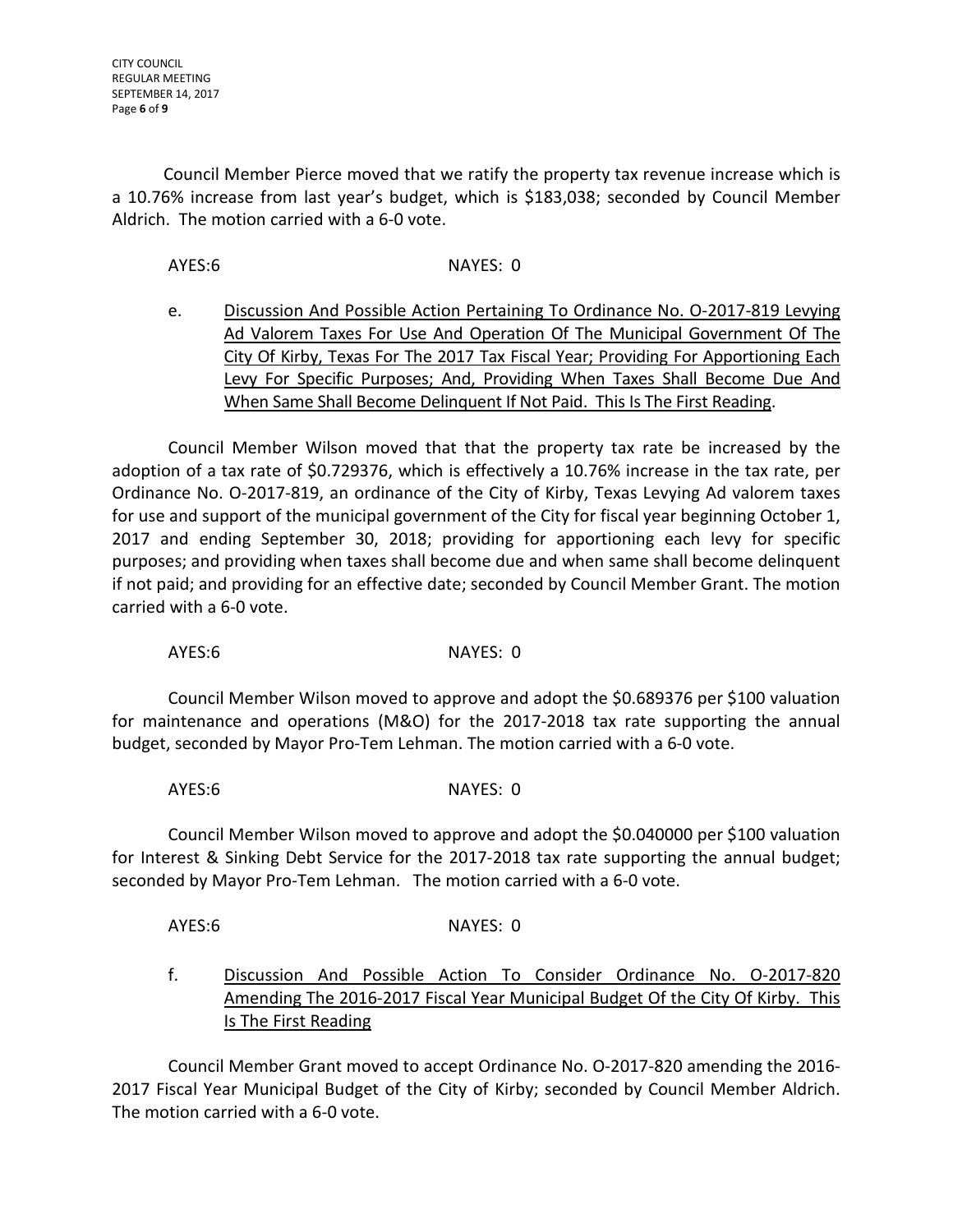Council Member Pierce moved that we ratify the property tax revenue increase which is a 10.76% increase from last year's budget, which is $183,038; seconded by Council Member Aldrich. The motion carried with a 6-0 vote.

AYES:6 NAYES: 0

e. <u>Discussion And Possible Action Pertaining To Ordinance No. O-2017-819 Levying Ad Valorem Taxes For Use And Operation Of The Municipal Government Of The City Of Kirby, Texas For The 2017 Tax Fiscal Year; Providing For Apportioning Each Levy For Specific Purposes; And, Providing When Taxes Shall Become Due And When Same Shall Become Delinquent If Not Paid. This Is The First Reading</u>.

Council Member Wilson moved that that the property tax rate be increased by the adoption of a tax rate of $0.729376, which is effectively a 10.76% increase in the tax rate, per Ordinance No. O-2017-819, an ordinance of the City of Kirby, Texas Levying Ad valorem taxes for use and support of the municipal government of the City for fiscal year beginning October 1, 2017 and ending September 30, 2018; providing for apportioning each levy for specific purposes; and providing when taxes shall become due and when same shall become delinquent if not paid; and providing for an effective date; seconded by Council Member Grant. The motion carried with a 6-0 vote.

AYES:6 NAYES: 0

Council Member Wilson moved to approve and adopt the $0.689376 per $100 valuation for maintenance and operations (M&O) for the 2017-2018 tax rate supporting the annual budget, seconded by Mayor Pro-Tem Lehman. The motion carried with a 6-0 vote.

AYES:6 NAYES: 0

Council Member Wilson moved to approve and adopt the $0.040000 per $100 valuation for Interest & Sinking Debt Service for the 2017-2018 tax rate supporting the annual budget; seconded by Mayor Pro-Tem Lehman. The motion carried with a 6-0 vote.

AYES:6 NAYES: 0

f. <u>Discussion And Possible Action To Consider Ordinance No. O-2017-820 Amending The 2016-2017 Fiscal Year Municipal Budget Of the City Of Kirby. This Is The First Reading</u>

Council Member Grant moved to accept Ordinance No. O-2017-820 amending the 2016-2017 Fiscal Year Municipal Budget of the City of Kirby; seconded by Council Member Aldrich. The motion carried with a 6-0 vote.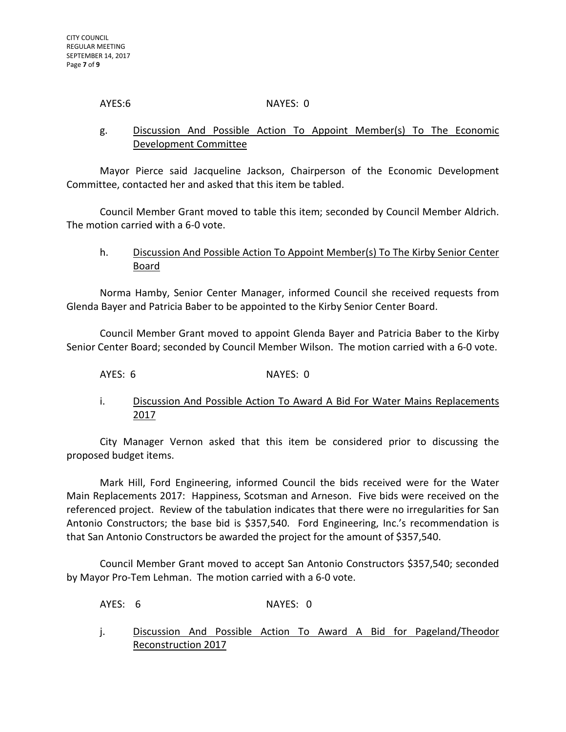AYES:6 NAYES: 0

g. Discussion And Possible Action To Appoint Member(s) To The Economic Development Committee

Mayor Pierce said Jacqueline Jackson, Chairperson of the Economic Development Committee, contacted her and asked that this item be tabled.

Council Member Grant moved to table this item; seconded by Council Member Aldrich. The motion carried with a 6-0 vote.

h. Discussion And Possible Action To Appoint Member(s) To The Kirby Senior Center Board

Norma Hamby, Senior Center Manager, informed Council she received requests from Glenda Bayer and Patricia Baber to be appointed to the Kirby Senior Center Board.

Council Member Grant moved to appoint Glenda Bayer and Patricia Baber to the Kirby Senior Center Board; seconded by Council Member Wilson. The motion carried with a 6-0 vote.

AYES: 6 NAYES: 0

i. Discussion And Possible Action To Award A Bid For Water Mains Replacements 2017

City Manager Vernon asked that this item be considered prior to discussing the proposed budget items.

Mark Hill, Ford Engineering, informed Council the bids received were for the Water Main Replacements 2017: Happiness, Scotsman and Arneson. Five bids were received on the referenced project. Review of the tabulation indicates that there were no irregularities for San Antonio Constructors; the base bid is $357,540. Ford Engineering, Inc.'s recommendation is that San Antonio Constructors be awarded the project for the amount of $357,540.

Council Member Grant moved to accept San Antonio Constructors $357,540; seconded by Mayor Pro-Tem Lehman. The motion carried with a 6-0 vote.

AYES: 6 NAYES: 0

j. Discussion And Possible Action To Award A Bid for Pageland/Theodor Reconstruction 2017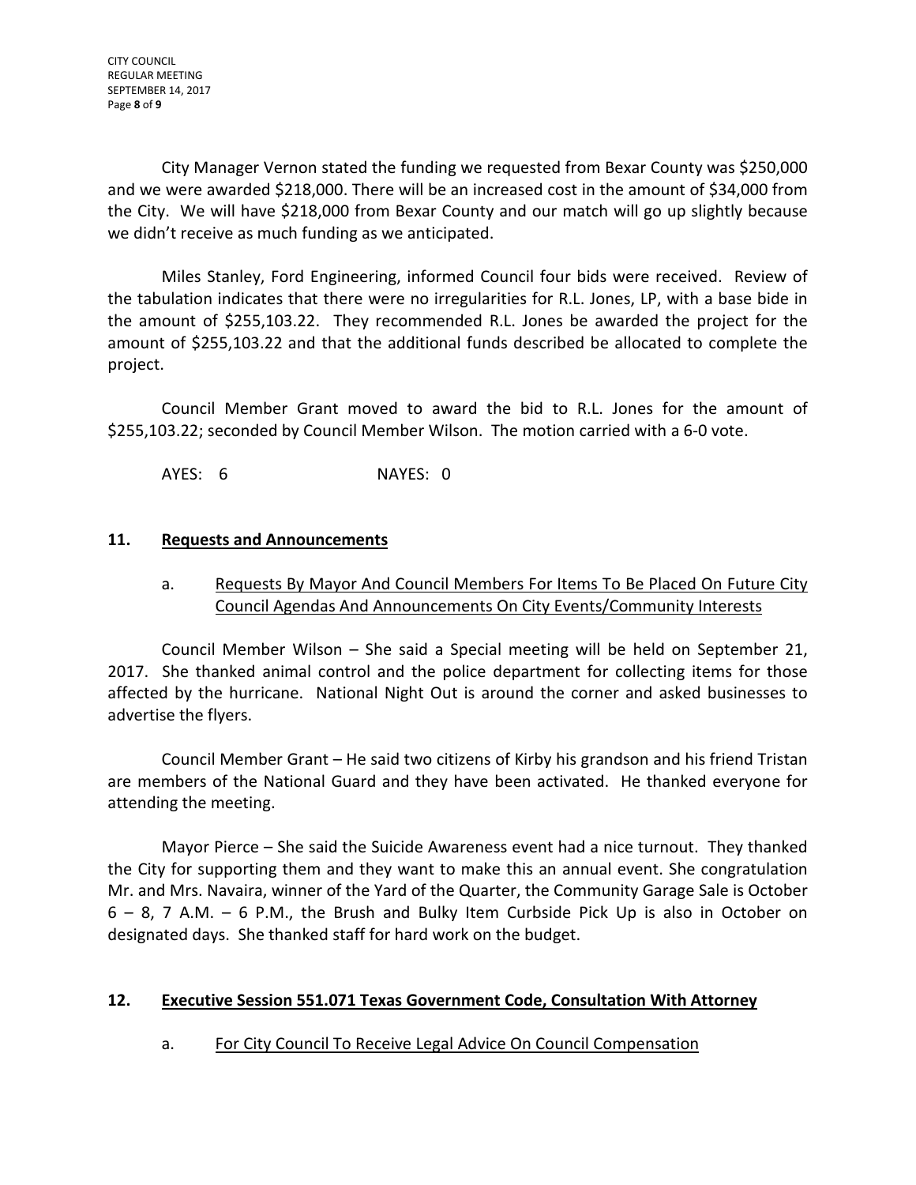City Manager Vernon stated the funding we requested from Bexar County was $250,000 and we were awarded $218,000. There will be an increased cost in the amount of $34,000 from the City. We will have $218,000 from Bexar County and our match will go up slightly because we didn't receive as much funding as we anticipated.

Miles Stanley, Ford Engineering, informed Council four bids were received. Review of the tabulation indicates that there were no irregularities for R.L. Jones, LP, with a base bide in the amount of $255,103.22. They recommended R.L. Jones be awarded the project for the amount of $255,103.22 and that the additional funds described be allocated to complete the project.

Council Member Grant moved to award the bid to R.L. Jones for the amount of $255,103.22; seconded by Council Member Wilson. The motion carried with a 6-0 vote.

AYES: 6 NAYES: 0

## 11. Requests and Announcements

a. Requests By Mayor And Council Members For Items To Be Placed On Future City Council Agendas And Announcements On City Events/Community Interests

Council Member Wilson – She said a Special meeting will be held on September 21, 2017. She thanked animal control and the police department for collecting items for those affected by the hurricane. National Night Out is around the corner and asked businesses to advertise the flyers.

Council Member Grant – He said two citizens of Kirby his grandson and his friend Tristan are members of the National Guard and they have been activated. He thanked everyone for attending the meeting.

Mayor Pierce – She said the Suicide Awareness event had a nice turnout. They thanked the City for supporting them and they want to make this an annual event. She congratulation Mr. and Mrs. Navaira, winner of the Yard of the Quarter, the Community Garage Sale is October 6 – 8, 7 A.M. – 6 P.M., the Brush and Bulky Item Curbside Pick Up is also in October on designated days. She thanked staff for hard work on the budget.

## 12. Executive Session 551.071 Texas Government Code, Consultation With Attorney

a. For City Council To Receive Legal Advice On Council Compensation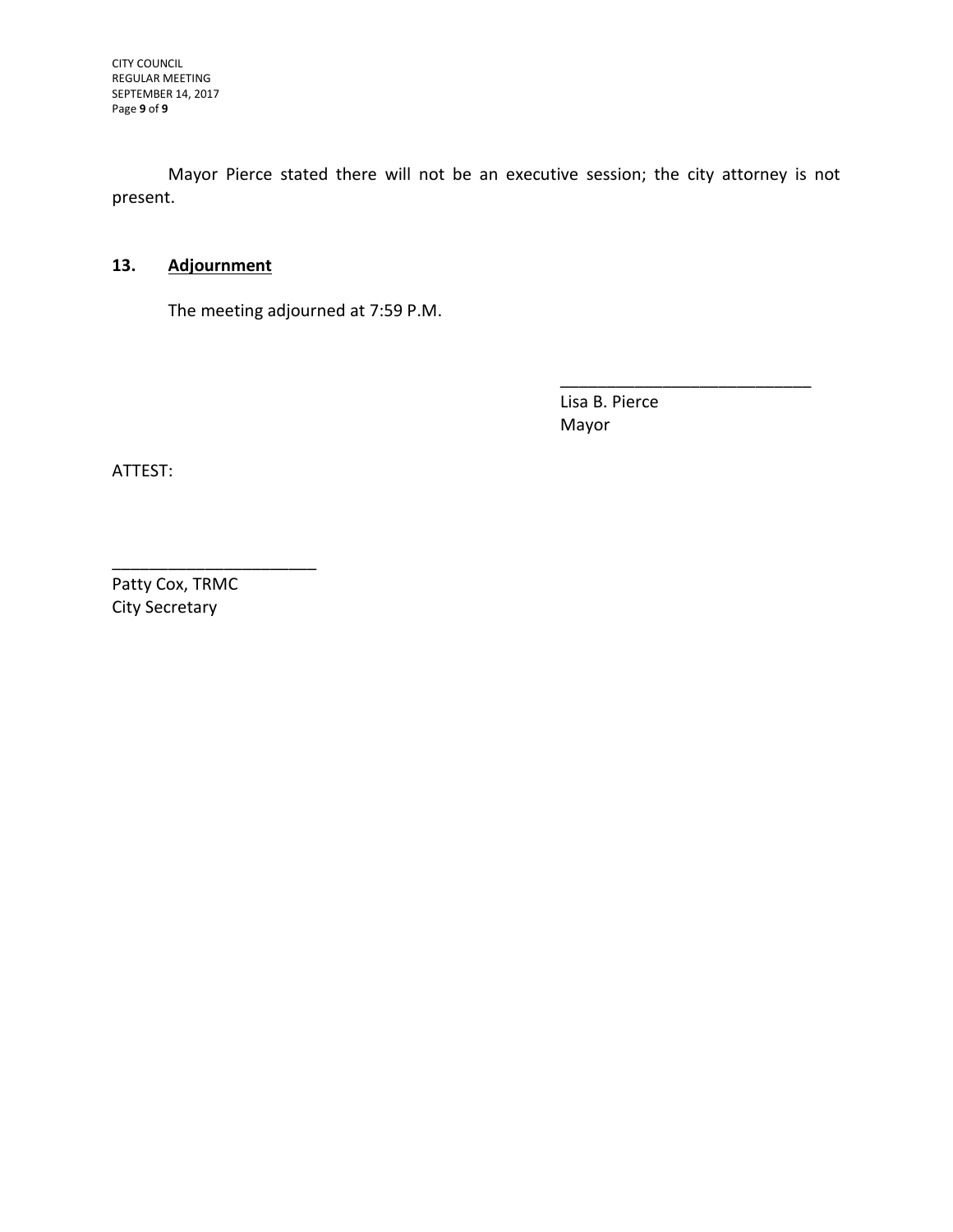Mayor Pierce stated there will not be an executive session; the city attorney is not present.

## 13. **Adjournment**

The meeting adjourned at 7:59 P.M.

___________________________
Lisa B. Pierce
Mayor

ATTEST:

______________________
Patty Cox, TRMC
City Secretary